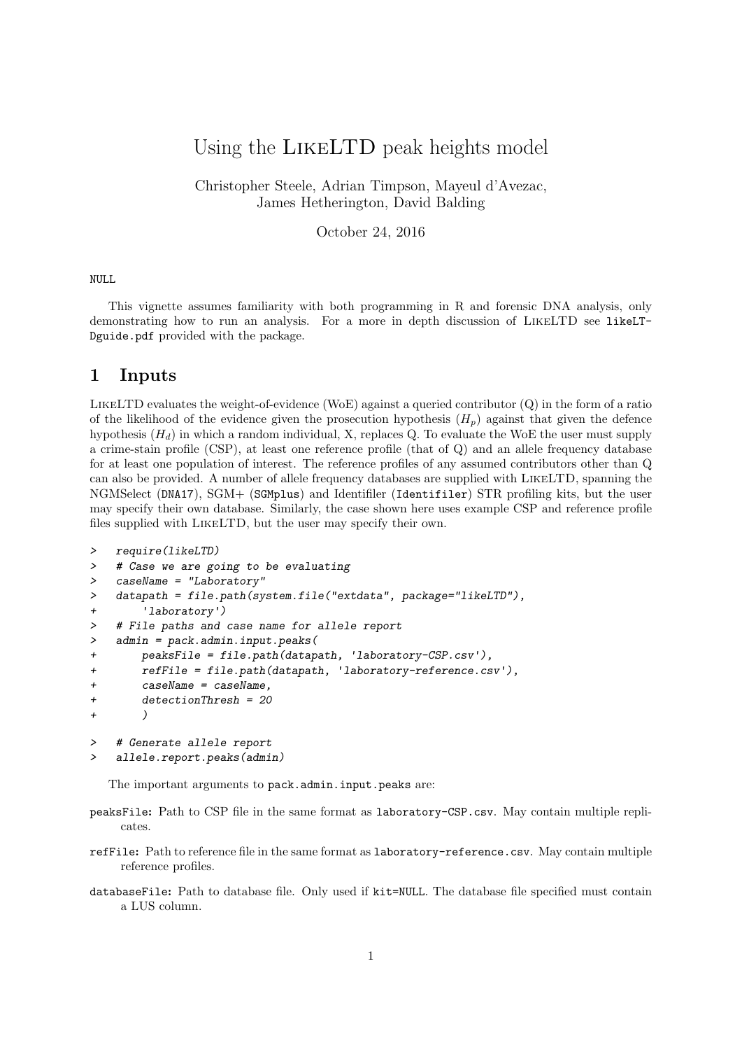# Using the LikeLTD peak heights model

Christopher Steele, Adrian Timpson, Mayeul d'Avezac, James Hetherington, David Balding

October 24, 2016

NULL

This vignette assumes familiarity with both programming in R and forensic DNA analysis, only demonstrating how to run an analysis. For a more in depth discussion of LikeLTD see `likeLTDguide.pdf` provided with the package.

## 1 Inputs

LikeLTD evaluates the weight-of-evidence (WoE) against a queried contributor (Q) in the form of a ratio of the likelihood of the evidence given the prosecution hypothesis ($H_p$) against that given the defence hypothesis ($H_d$) in which a random individual, X, replaces Q. To evaluate the WoE the user must supply a crime-stain profile (CSP), at least one reference profile (that of Q) and an allele frequency database for at least one population of interest. The reference profiles of any assumed contributors other than Q can also be provided. A number of allele frequency databases are supplied with LikeLTD, spanning the NGMSelect (`DNA17`), SGM+ (`SGMplus`) and Identifiler (`Identifiler`) STR profiling kits, but the user may specify their own database. Similarly, the case shown here uses example CSP and reference profile files supplied with LikeLTD, but the user may specify their own.

```
>   require(likeLTD)
>   # Case we are going to be evaluating
>   caseName = "Laboratory"
>   datapath = file.path(system.file("extdata", package="likeLTD"),
+       'laboratory')
>   # File paths and case name for allele report
>   admin = pack.admin.input.peaks(
+       peaksFile = file.path(datapath, 'laboratory-CSP.csv'),
+       refFile = file.path(datapath, 'laboratory-reference.csv'),
+       caseName = caseName,
+       detectionThresh = 20
+       )
>   # Generate allele report
>   allele.report.peaks(admin)
```

The important arguments to `pack.admin.input.peaks` are:

- `peaksFile`: Path to CSP file in the same format as `laboratory-CSP.csv`. May contain multiple replicates.
- `refFile`: Path to reference file in the same format as `laboratory-reference.csv`. May contain multiple reference profiles.
- `databaseFile`: Path to database file. Only used if `kit=NULL`. The database file specified must contain a LUS column.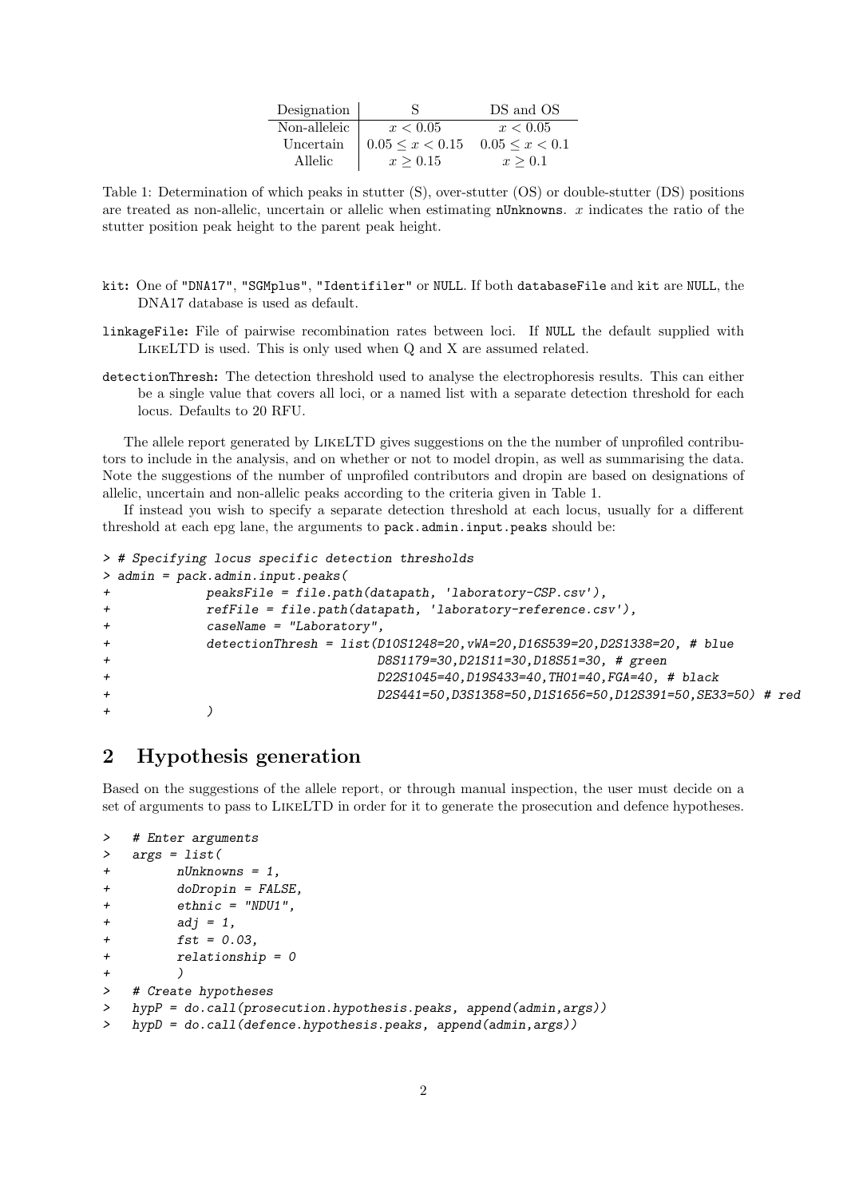| Designation | S | DS and OS |
|---|---|---|
| Non-alleleic | $x < 0.05$ | $x < 0.05$ |
| Uncertain | $0.05 \leq x < 0.15$ | $0.05 \leq x < 0.1$ |
| Allelic | $x \geq 0.15$ | $x \geq 0.1$ |

Table 1: Determination of which peaks in stutter (S), over-stutter (OS) or double-stutter (DS) positions are treated as non-allelic, uncertain or allelic when estimating `nUnknowns`. $x$ indicates the ratio of the stutter position peak height to the parent peak height.

`kit`: One of `"DNA17"`, `"SGMplus"`, `"Identifiler"` or `NULL`. If both `databaseFile` and `kit` are `NULL`, the DNA17 database is used as default.

`linkageFile`: File of pairwise recombination rates between loci. If `NULL` the default supplied with LikeLTD is used. This is only used when Q and X are assumed related.

`detectionThresh`: The detection threshold used to analyse the electrophoresis results. This can either be a single value that covers all loci, or a named list with a separate detection threshold for each locus. Defaults to 20 RFU.

The allele report generated by LikeLTD gives suggestions on the the number of unprofiled contributors to include in the analysis, and on whether or not to model dropin, as well as summarising the data. Note the suggestions of the number of unprofiled contributors and dropin are based on designations of allelic, uncertain and non-allelic peaks according to the criteria given in Table 1.

If instead you wish to specify a separate detection threshold at each locus, usually for a different threshold at each epg lane, the arguments to `pack.admin.input.peaks` should be:

```
> # Specifying locus specific detection thresholds
> admin = pack.admin.input.peaks(
+            peaksFile = file.path(datapath, 'laboratory-CSP.csv'),
+            refFile = file.path(datapath, 'laboratory-reference.csv'),
+            caseName = "Laboratory",
+            detectionThresh = list(D10S1248=20,vWA=20,D16S539=20,D2S1338=20, # blue
+                              D8S1179=30,D21S11=30,D18S51=30, # green
+                              D22S1045=40,D19S433=40,TH01=40,FGA=40, # black
+                              D2S441=50,D3S1358=50,D1S1656=50,D12S391=50,SE33=50) # red
+            )
```

## 2 Hypothesis generation

Based on the suggestions of the allele report, or through manual inspection, the user must decide on a set of arguments to pass to LikeLTD in order for it to generate the prosecution and defence hypotheses.

```
>   # Enter arguments
>   args = list(
+         nUnknowns = 1,
+         doDropin = FALSE,
+         ethnic = "NDU1",
+         adj = 1,
+         fst = 0.03,
+         relationship = 0
+         )
>   # Create hypotheses
>   hypP = do.call(prosecution.hypothesis.peaks, append(admin,args))
>   hypD = do.call(defence.hypothesis.peaks, append(admin,args))
```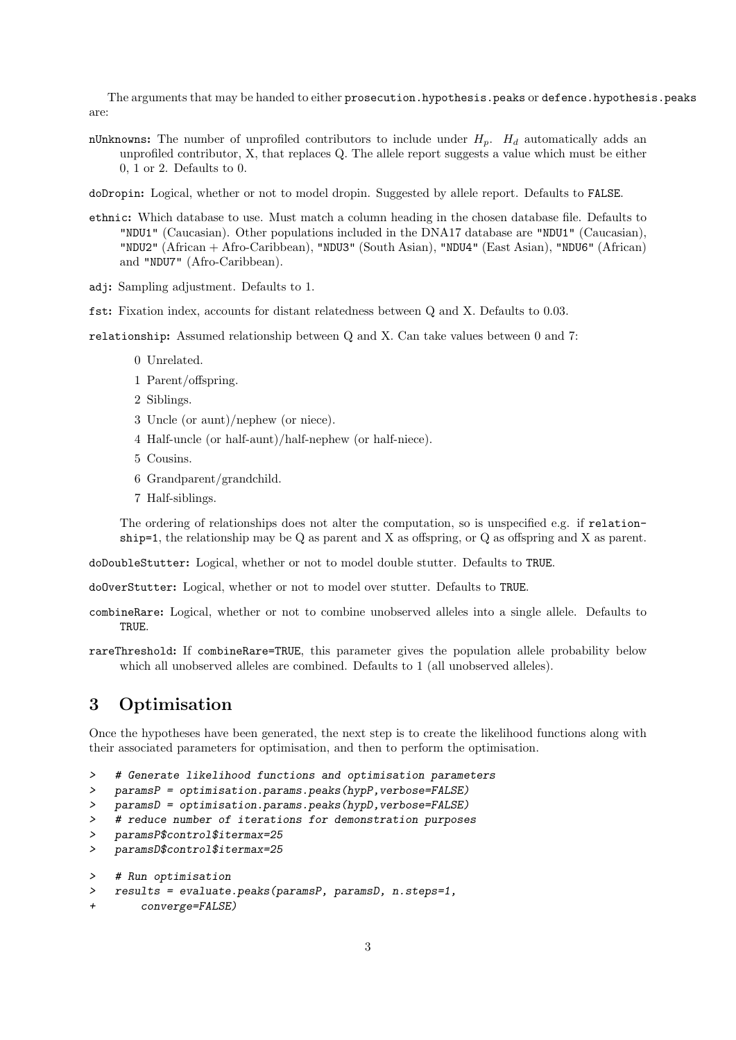The arguments that may be handed to either `prosecution.hypothesis.peaks` or `defence.hypothesis.peaks` are:

`nUnknowns`: The number of unprofiled contributors to include under $H_p$. $H_d$ automatically adds an unprofiled contributor, X, that replaces Q. The allele report suggests a value which must be either 0, 1 or 2. Defaults to 0.

`doDropin`: Logical, whether or not to model dropin. Suggested by allele report. Defaults to `FALSE`.

`ethnic`: Which database to use. Must match a column heading in the chosen database file. Defaults to `"NDU1"` (Caucasian). Other populations included in the DNA17 database are `"NDU1"` (Caucasian), `"NDU2"` (African + Afro-Caribbean), `"NDU3"` (South Asian), `"NDU4"` (East Asian), `"NDU6"` (African) and `"NDU7"` (Afro-Caribbean).

`adj`: Sampling adjustment. Defaults to 1.

`fst`: Fixation index, accounts for distant relatedness between Q and X. Defaults to 0.03.

`relationship`: Assumed relationship between Q and X. Can take values between 0 and 7:

- 0 Unrelated.
- 1 Parent/offspring.
- 2 Siblings.
- 3 Uncle (or aunt)/nephew (or niece).
- 4 Half-uncle (or half-aunt)/half-nephew (or half-niece).
- 5 Cousins.
- 6 Grandparent/grandchild.
- 7 Half-siblings.

The ordering of relationships does not alter the computation, so is unspecified e.g. if `relationship=1`, the relationship may be Q as parent and X as offspring, or Q as offspring and X as parent.

`doDoubleStutter`: Logical, whether or not to model double stutter. Defaults to `TRUE`.

`doOverStutter`: Logical, whether or not to model over stutter. Defaults to `TRUE`.

`combineRare`: Logical, whether or not to combine unobserved alleles into a single allele. Defaults to `TRUE`.

`rareThreshold`: If `combineRare=TRUE`, this parameter gives the population allele probability below which all unobserved alleles are combined. Defaults to 1 (all unobserved alleles).

## 3 Optimisation

Once the hypotheses have been generated, the next step is to create the likelihood functions along with their associated parameters for optimisation, and then to perform the optimisation.

```
>   # Generate likelihood functions and optimisation parameters
>   paramsP = optimisation.params.peaks(hypP,verbose=FALSE)
>   paramsD = optimisation.params.peaks(hypD,verbose=FALSE)
>   # reduce number of iterations for demonstration purposes
>   paramsP$control$itermax=25
>   paramsD$control$itermax=25

>   # Run optimisation
>   results = evaluate.peaks(paramsP, paramsD, n.steps=1,
+       converge=FALSE)
```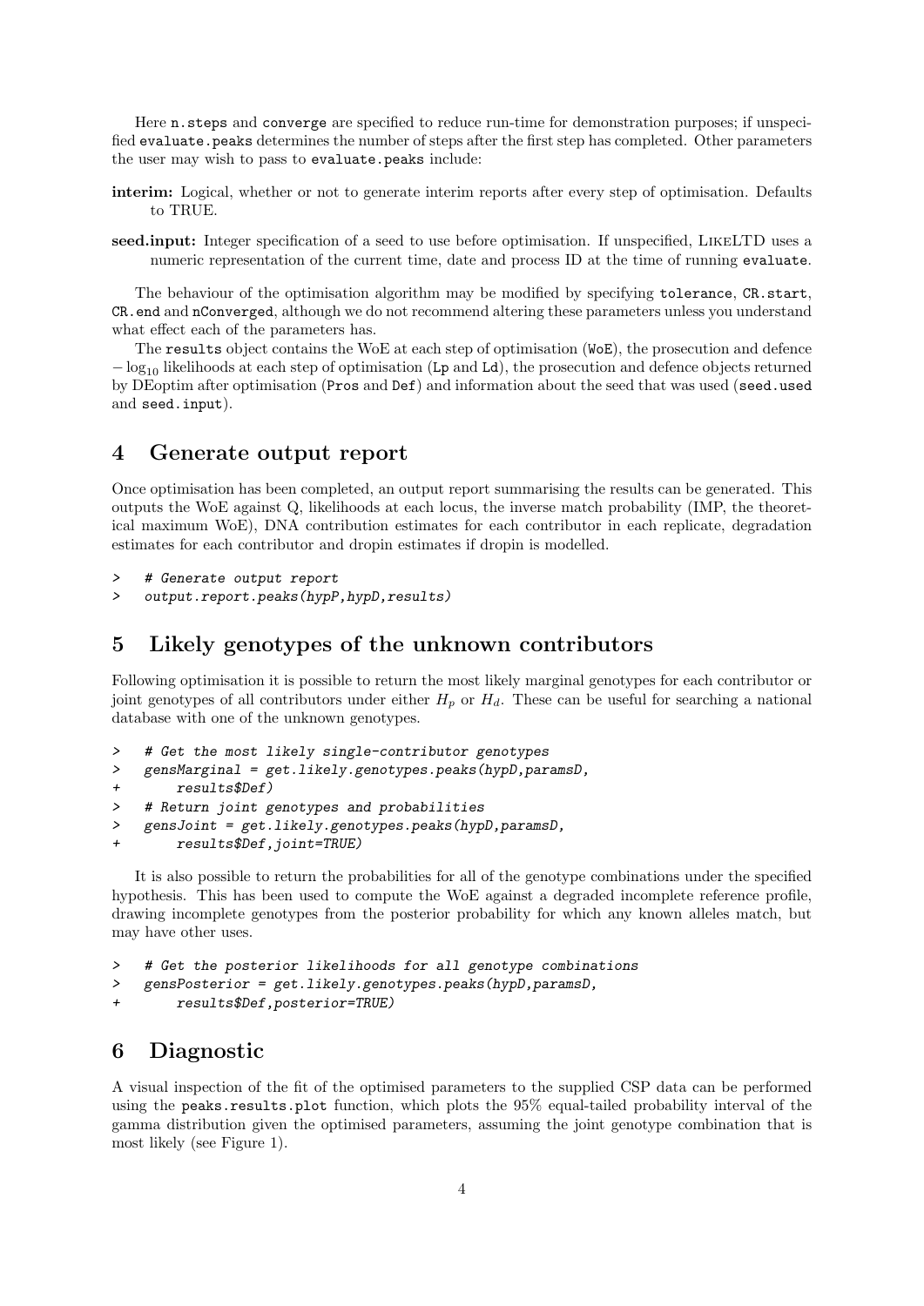Here `n.steps` and `converge` are specified to reduce run-time for demonstration purposes; if unspecified `evaluate.peaks` determines the number of steps after the first step has completed. Other parameters the user may wish to pass to `evaluate.peaks` include:

**interim:** Logical, whether or not to generate interim reports after every step of optimisation. Defaults to TRUE.

**seed.input:** Integer specification of a seed to use before optimisation. If unspecified, LikeLTD uses a numeric representation of the current time, date and process ID at the time of running `evaluate`.

The behaviour of the optimisation algorithm may be modified by specifying `tolerance`, `CR.start`, `CR.end` and `nConverged`, although we do not recommend altering these parameters unless you understand what effect each of the parameters has.

The `results` object contains the WoE at each step of optimisation (`WoE`), the prosecution and defence $-\log_{10}$ likelihoods at each step of optimisation (`Lp` and `Ld`), the prosecution and defence objects returned by DEoptim after optimisation (`Pros` and `Def`) and information about the seed that was used (`seed.used` and `seed.input`).

## 4 Generate output report

Once optimisation has been completed, an output report summarising the results can be generated. This outputs the WoE against Q, likelihoods at each locus, the inverse match probability (IMP, the theoretical maximum WoE), DNA contribution estimates for each contributor in each replicate, degradation estimates for each contributor and dropin estimates if dropin is modelled.

```
>   # Generate output report
>   output.report.peaks(hypP,hypD,results)
```

## 5 Likely genotypes of the unknown contributors

Following optimisation it is possible to return the most likely marginal genotypes for each contributor or joint genotypes of all contributors under either $H_p$ or $H_d$. These can be useful for searching a national database with one of the unknown genotypes.

```
>   # Get the most likely single-contributor genotypes
>   gensMarginal = get.likely.genotypes.peaks(hypD,paramsD,
+       results$Def)
>   # Return joint genotypes and probabilities
>   gensJoint = get.likely.genotypes.peaks(hypD,paramsD,
+       results$Def,joint=TRUE)
```

It is also possible to return the probabilities for all of the genotype combinations under the specified hypothesis. This has been used to compute the WoE against a degraded incomplete reference profile, drawing incomplete genotypes from the posterior probability for which any known alleles match, but may have other uses.

```
>   # Get the posterior likelihoods for all genotype combinations
>   gensPosterior = get.likely.genotypes.peaks(hypD,paramsD,
+       results$Def,posterior=TRUE)
```

## 6 Diagnostic

A visual inspection of the fit of the optimised parameters to the supplied CSP data can be performed using the `peaks.results.plot` function, which plots the 95% equal-tailed probability interval of the gamma distribution given the optimised parameters, assuming the joint genotype combination that is most likely (see Figure 1).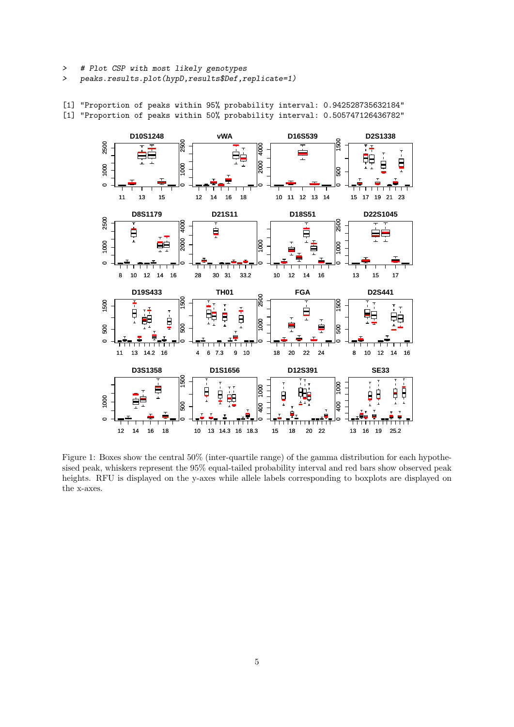```
>   # Plot CSP with most likely genotypes
>   peaks.results.plot(hypD,results$Def,replicate=1)

[1] "Proportion of peaks within 95% probability interval: 0.942528735632184"
[1] "Proportion of peaks within 50% probability interval: 0.505747126436782"
```

D10S1248
0 1000 2500
11 13 15

vWA
0 1000 2500
12 14 16 18

D16S539
0 2000 4000
10 11 12 13 14

D2S1338
500 1500
15 17 19 21 23

D8S1179
0 1000 2500
8 10 12 14 16

D21S11
0 2000 4000
28 30 31 33.2

D18S51
0 1000
10 12 14 16

D22S1045
0 1000 2500
13 15 17

D19S433
0 500 1500
11 13 14.2 16

TH01
0 500 1500
4 6 7.3 9 10

FGA
0 1000 2500
18 20 22 24

D2S441
0 500 1500
8 10 12 14 16

D3S1358
0 1000
12 14 16 18

D1S1656
0 500 1500
10 13 14.3 16 18.3

D12S391
0 400 800
15 18 20 22

SE33
0 400 1000
13 16 19 25.2

Figure 1: Boxes show the central 50% (inter-quartile range) of the gamma distribution for each hypothesised peak, whiskers represent the 95% equal-tailed probability interval and red bars show observed peak heights. RFU is displayed on the y-axes while allele labels corresponding to boxplots are displayed on the x-axes.